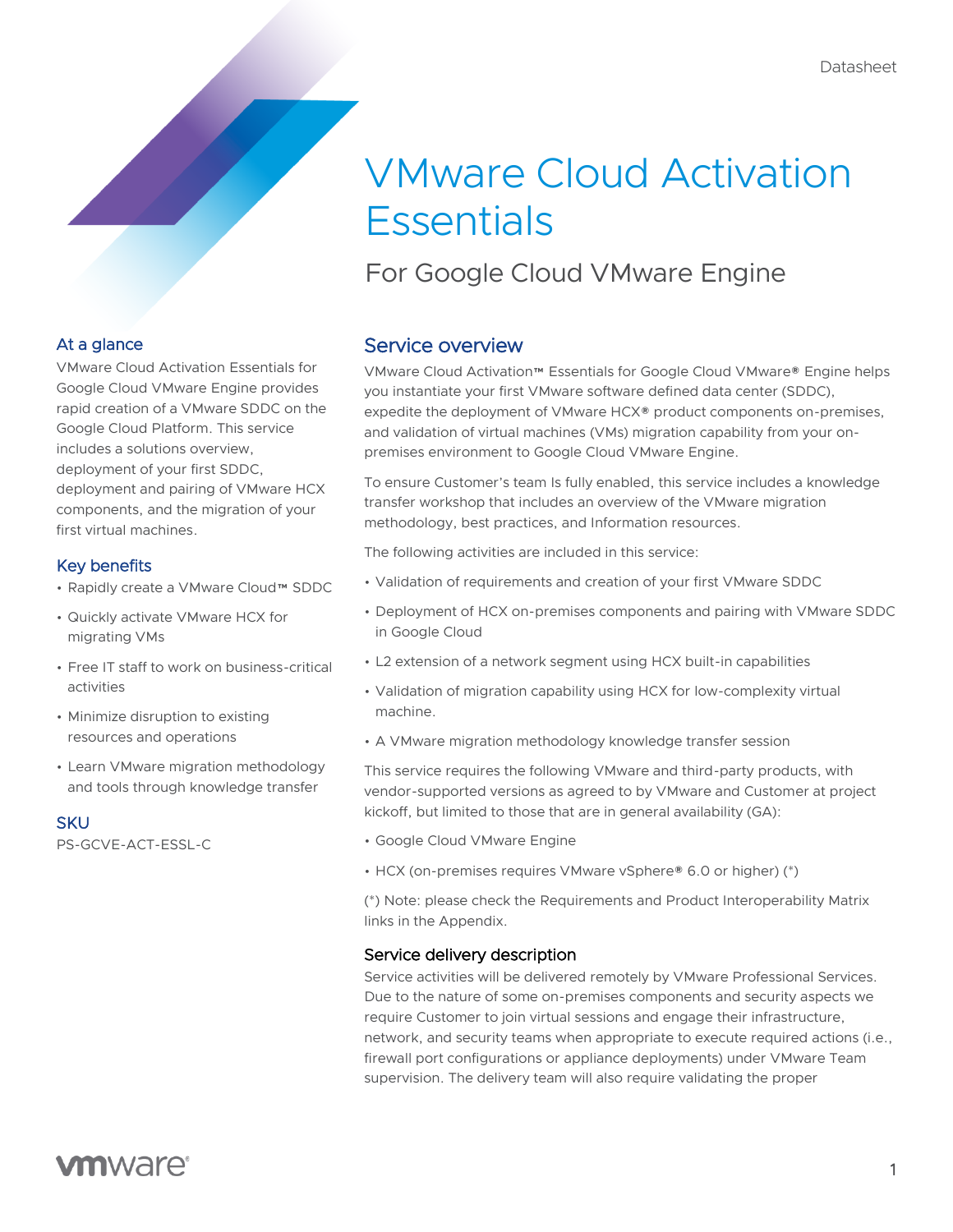# VMware Cloud Activation Essentials

## For Google Cloud VMware Engine

### At a glance

VMware Cloud Activation Essentials for Google Cloud VMware Engine provides rapid creation of a VMware SDDC on the Google Cloud Platform. This service includes a solutions overview, deployment of your first SDDC, deployment and pairing of VMware HCX components, and the migration of your first virtual machines.

### Key benefits

- Rapidly create a VMware Cloud™ SDDC
- Quickly activate VMware HCX for migrating VMs
- Free IT staff to work on business-critical activities
- Minimize disruption to existing resources and operations
- Learn VMware migration methodology and tools through knowledge transfer

### SKU

PS-GCVE-ACT-ESSL-C

## Service overview

VMware Cloud Activation™ Essentials for Google Cloud VMware® Engine helps you instantiate your first VMware software defined data center (SDDC), expedite the deployment of VMware HCX® product components on-premises, and validation of virtual machines (VMs) migration capability from your on-premises environment to Google Cloud VMware Engine.

To ensure Customer's team Is fully enabled, this service includes a knowledge transfer workshop that includes an overview of the VMware migration methodology, best practices, and Information resources.

The following activities are included in this service:

- Validation of requirements and creation of your first VMware SDDC
- Deployment of HCX on-premises components and pairing with VMware SDDC in Google Cloud
- L2 extension of a network segment using HCX built-in capabilities
- Validation of migration capability using HCX for low-complexity virtual machine.
- A VMware migration methodology knowledge transfer session

This service requires the following VMware and third-party products, with vendor-supported versions as agreed to by VMware and Customer at project kickoff, but limited to those that are in general availability (GA):

- Google Cloud VMware Engine
- HCX (on-premises requires VMware vSphere® 6.0 or higher) (*)

(*) Note: please check the Requirements and Product Interoperability Matrix links in the Appendix.

### Service delivery description

Service activities will be delivered remotely by VMware Professional Services. Due to the nature of some on-premises components and security aspects we require Customer to join virtual sessions and engage their infrastructure, network, and security teams when appropriate to execute required actions (i.e., firewall port configurations or appliance deployments) under VMware Team supervision. The delivery team will also require validating the proper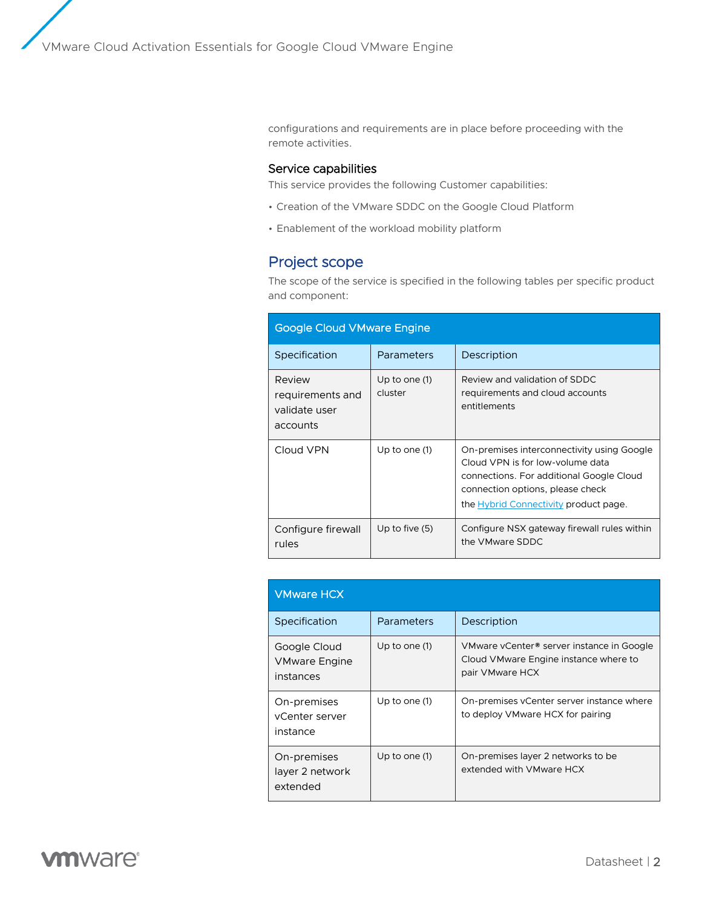configurations and requirements are in place before proceeding with the remote activities.

### Service capabilities

This service provides the following Customer capabilities:

- Creation of the VMware SDDC on the Google Cloud Platform
- Enablement of the workload mobility platform

## Project scope

The scope of the service is specified in the following tables per specific product and component:

| Google Cloud VMware Engine | | |
|---|---|---|
| Specification | Parameters | Description |
| Review requirements and validate user accounts | Up to one (1) cluster | Review and validation of SDDC requirements and cloud accounts entitlements |
| Cloud VPN | Up to one (1) | On-premises interconnectivity using Google Cloud VPN is for low-volume data connections. For additional Google Cloud connection options, please check the Hybrid Connectivity product page. |
| Configure firewall rules | Up to five (5) | Configure NSX gateway firewall rules within the VMware SDDC |

| VMware HCX | | |
|---|---|---|
| Specification | Parameters | Description |
| Google Cloud VMware Engine instances | Up to one (1) | VMware vCenter® server instance in Google Cloud VMware Engine instance where to pair VMware HCX |
| On-premises vCenter server instance | Up to one (1) | On-premises vCenter server instance where to deploy VMware HCX for pairing |
| On-premises layer 2 network extended | Up to one (1) | On-premises layer 2 networks to be extended with VMware HCX |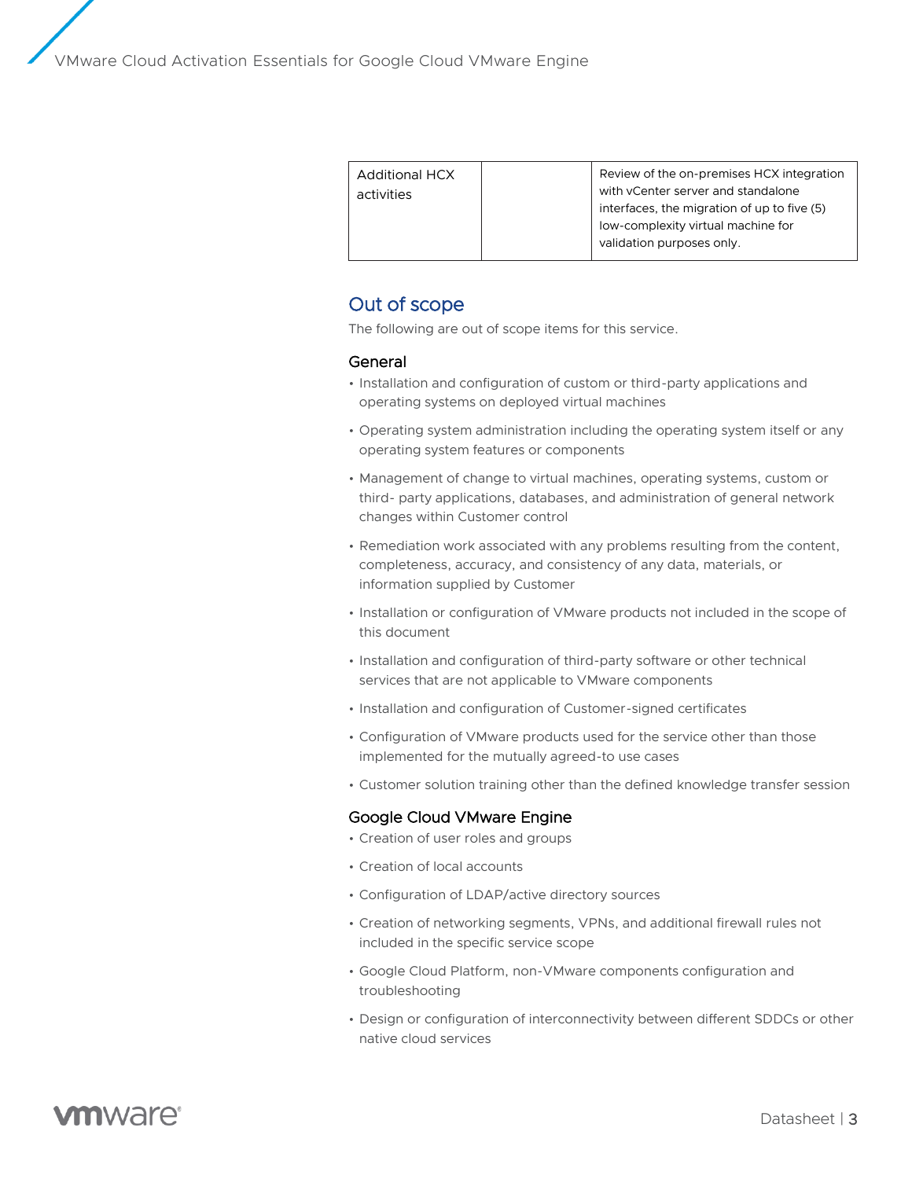| Additional HCX activities | | Review of the on-premises HCX integration with vCenter server and standalone interfaces, the migration of up to five (5) low-complexity virtual machine for validation purposes only. |
|---|---|---|

## Out of scope

The following are out of scope items for this service.

### General

- Installation and configuration of custom or third-party applications and operating systems on deployed virtual machines
- Operating system administration including the operating system itself or any operating system features or components
- Management of change to virtual machines, operating systems, custom or third- party applications, databases, and administration of general network changes within Customer control
- Remediation work associated with any problems resulting from the content, completeness, accuracy, and consistency of any data, materials, or information supplied by Customer
- Installation or configuration of VMware products not included in the scope of this document
- Installation and configuration of third-party software or other technical services that are not applicable to VMware components
- Installation and configuration of Customer-signed certificates
- Configuration of VMware products used for the service other than those implemented for the mutually agreed-to use cases
- Customer solution training other than the defined knowledge transfer session

### Google Cloud VMware Engine

- Creation of user roles and groups
- Creation of local accounts
- Configuration of LDAP/active directory sources
- Creation of networking segments, VPNs, and additional firewall rules not included in the specific service scope
- Google Cloud Platform, non-VMware components configuration and troubleshooting
- Design or configuration of interconnectivity between different SDDCs or other native cloud services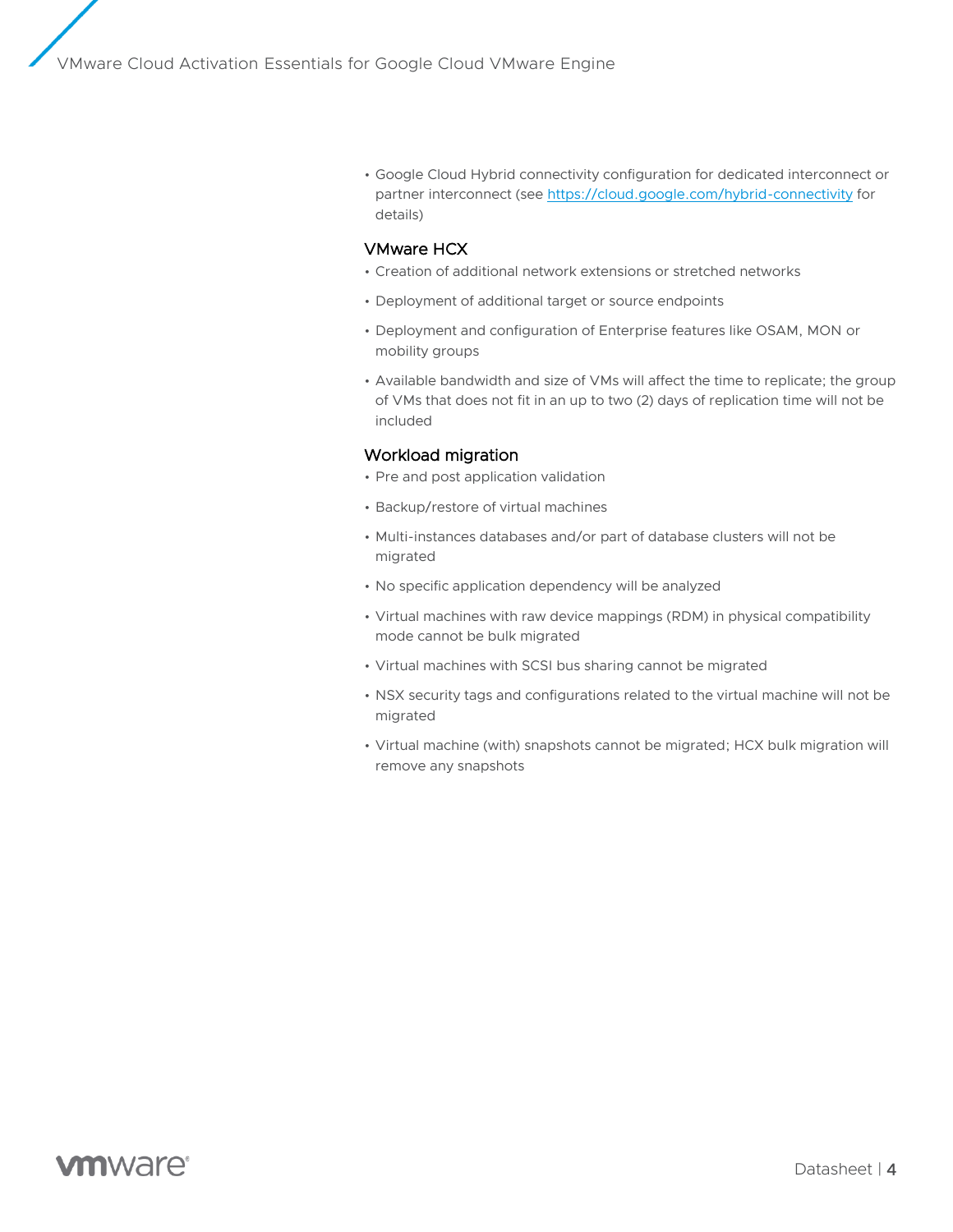- Google Cloud Hybrid connectivity configuration for dedicated interconnect or partner interconnect (see [https://cloud.google.com/hybrid-connectivity](https://cloud.google.com/hybrid-connectivity) for details)

### VMware HCX

- Creation of additional network extensions or stretched networks
- Deployment of additional target or source endpoints
- Deployment and configuration of Enterprise features like OSAM, MON or mobility groups
- Available bandwidth and size of VMs will affect the time to replicate; the group of VMs that does not fit in an up to two (2) days of replication time will not be included

### Workload migration

- Pre and post application validation
- Backup/restore of virtual machines
- Multi-instances databases and/or part of database clusters will not be migrated
- No specific application dependency will be analyzed
- Virtual machines with raw device mappings (RDM) in physical compatibility mode cannot be bulk migrated
- Virtual machines with SCSI bus sharing cannot be migrated
- NSX security tags and configurations related to the virtual machine will not be migrated
- Virtual machine (with) snapshots cannot be migrated; HCX bulk migration will remove any snapshots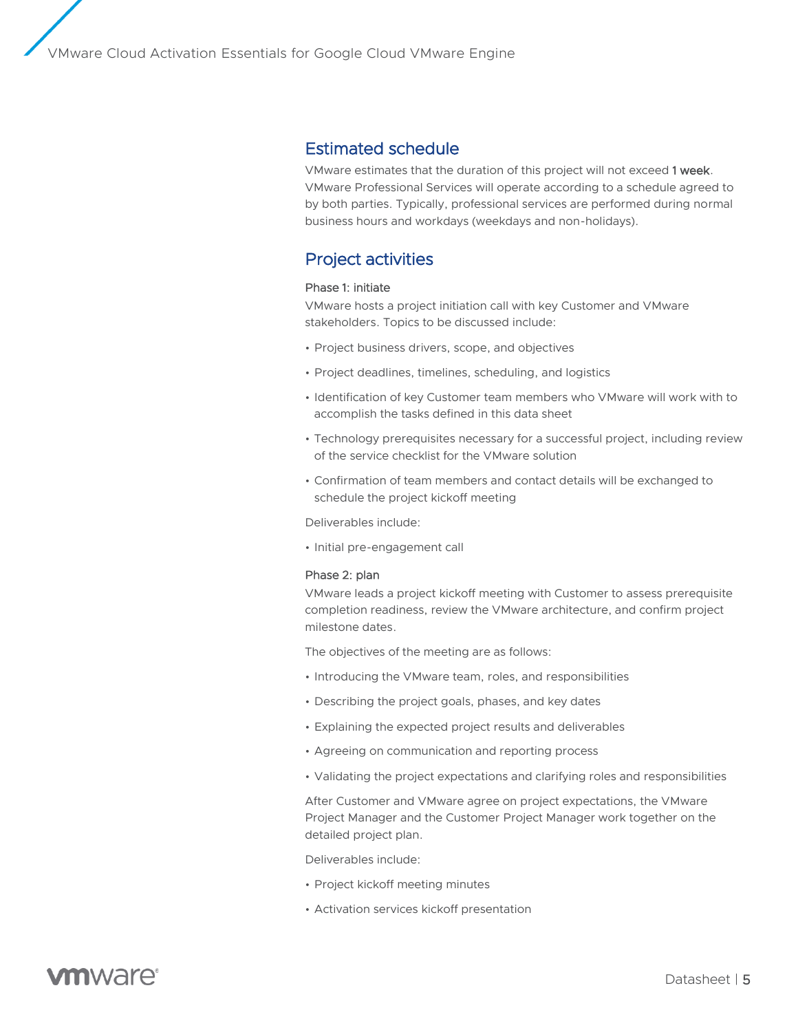## Estimated schedule

VMware estimates that the duration of this project will not exceed **1 week**. VMware Professional Services will operate according to a schedule agreed to by both parties. Typically, professional services are performed during normal business hours and workdays (weekdays and non-holidays).

## Project activities

### Phase 1: initiate

VMware hosts a project initiation call with key Customer and VMware stakeholders. Topics to be discussed include:

- Project business drivers, scope, and objectives
- Project deadlines, timelines, scheduling, and logistics
- Identification of key Customer team members who VMware will work with to accomplish the tasks defined in this data sheet
- Technology prerequisites necessary for a successful project, including review of the service checklist for the VMware solution
- Confirmation of team members and contact details will be exchanged to schedule the project kickoff meeting

Deliverables include:

- Initial pre-engagement call

### Phase 2: plan

VMware leads a project kickoff meeting with Customer to assess prerequisite completion readiness, review the VMware architecture, and confirm project milestone dates.

The objectives of the meeting are as follows:

- Introducing the VMware team, roles, and responsibilities
- Describing the project goals, phases, and key dates
- Explaining the expected project results and deliverables
- Agreeing on communication and reporting process
- Validating the project expectations and clarifying roles and responsibilities

After Customer and VMware agree on project expectations, the VMware Project Manager and the Customer Project Manager work together on the detailed project plan.

Deliverables include:

- Project kickoff meeting minutes
- Activation services kickoff presentation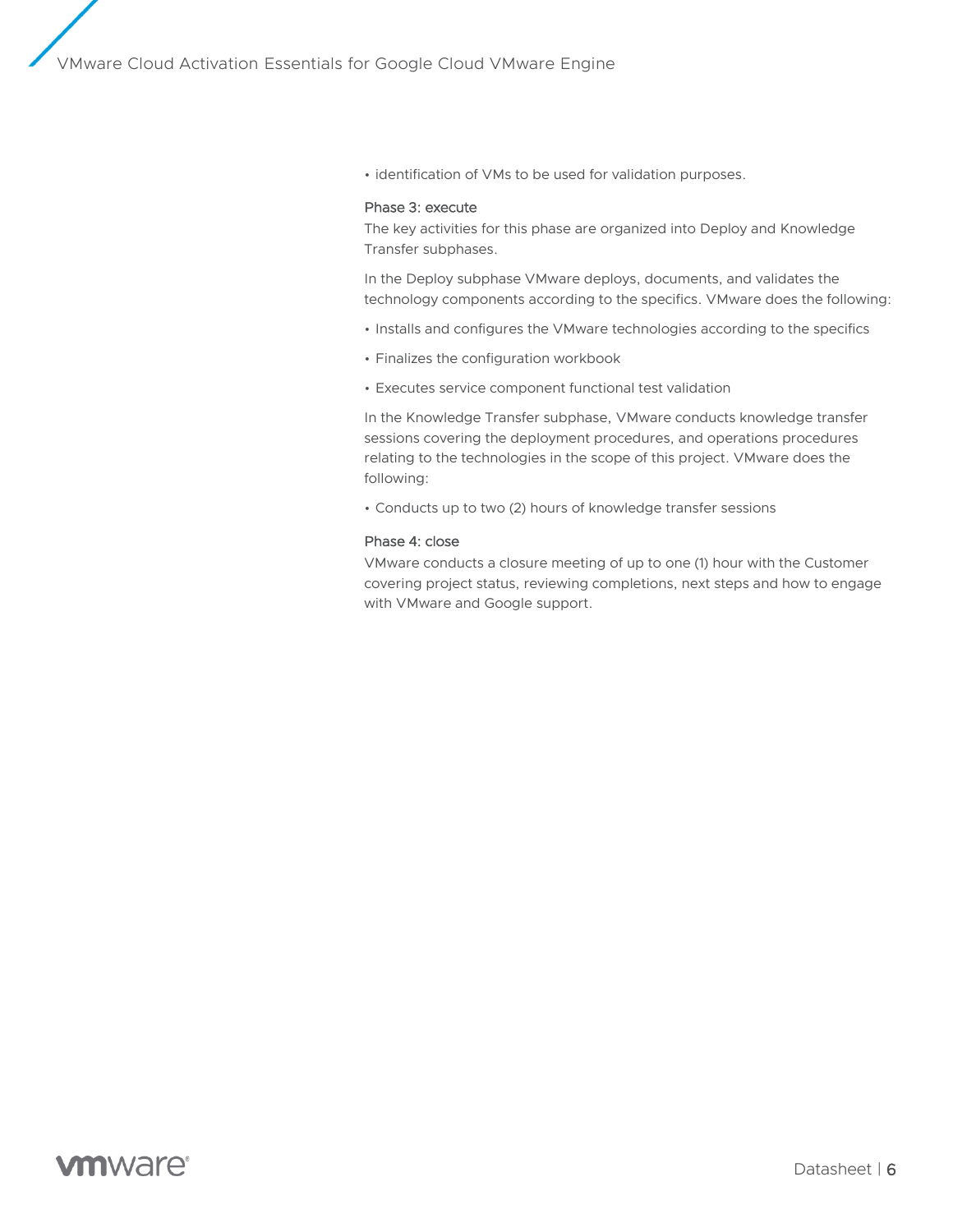- identification of VMs to be used for validation purposes.

### Phase 3: execute

The key activities for this phase are organized into Deploy and Knowledge Transfer subphases.

In the Deploy subphase VMware deploys, documents, and validates the technology components according to the specifics. VMware does the following:

- Installs and configures the VMware technologies according to the specifics
- Finalizes the configuration workbook
- Executes service component functional test validation

In the Knowledge Transfer subphase, VMware conducts knowledge transfer sessions covering the deployment procedures, and operations procedures relating to the technologies in the scope of this project. VMware does the following:

- Conducts up to two (2) hours of knowledge transfer sessions

### Phase 4: close

VMware conducts a closure meeting of up to one (1) hour with the Customer covering project status, reviewing completions, next steps and how to engage with VMware and Google support.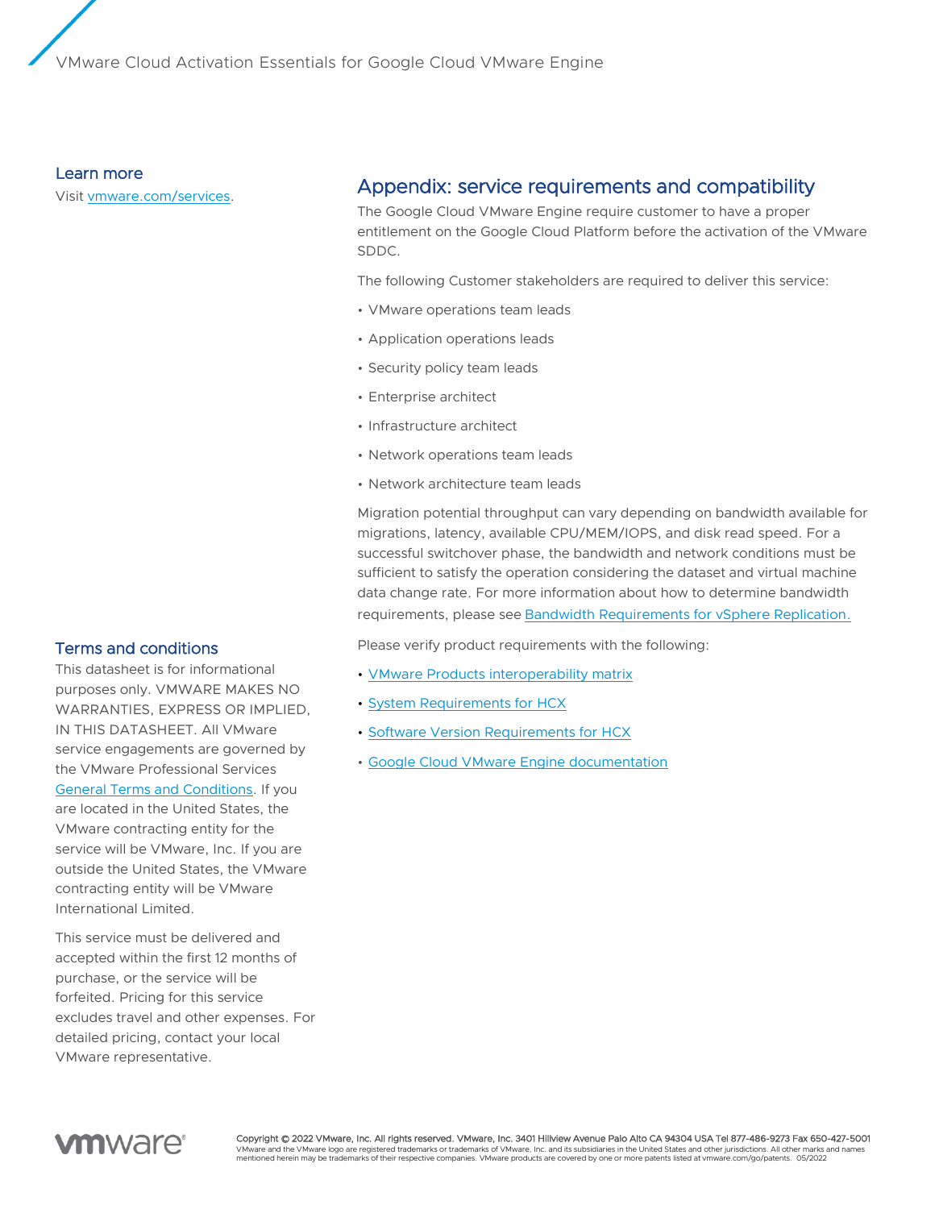## Learn more

Visit [vmware.com/services](vmware.com/services).

## Terms and conditions

This datasheet is for informational purposes only. VMWARE MAKES NO WARRANTIES, EXPRESS OR IMPLIED, IN THIS DATASHEET. All VMware service engagements are governed by the VMware Professional Services General Terms and Conditions. If you are located in the United States, the VMware contracting entity for the service will be VMware, Inc. If you are outside the United States, the VMware contracting entity will be VMware International Limited.

This service must be delivered and accepted within the first 12 months of purchase, or the service will be forfeited. Pricing for this service excludes travel and other expenses. For detailed pricing, contact your local VMware representative.

## Appendix: service requirements and compatibility

The Google Cloud VMware Engine require customer to have a proper entitlement on the Google Cloud Platform before the activation of the VMware SDDC.

The following Customer stakeholders are required to deliver this service:

- VMware operations team leads
- Application operations leads
- Security policy team leads
- Enterprise architect
- Infrastructure architect
- Network operations team leads
- Network architecture team leads

Migration potential throughput can vary depending on bandwidth available for migrations, latency, available CPU/MEM/IOPS, and disk read speed. For a successful switchover phase, the bandwidth and network conditions must be sufficient to satisfy the operation considering the dataset and virtual machine data change rate. For more information about how to determine bandwidth requirements, please see Bandwidth Requirements for vSphere Replication.

Please verify product requirements with the following:

- VMware Products interoperability matrix
- System Requirements for HCX
- Software Version Requirements for HCX
- Google Cloud VMware Engine documentation

Copyright © 2022 VMware, Inc. All rights reserved. VMware, Inc. 3401 Hillview Avenue Palo Alto CA 94304 USA Tel 877-486-9273 Fax 650-427-5001 VMware and the VMware logo are registered trademarks or trademarks of VMware, Inc. and its subsidiaries in the United States and other jurisdictions. All other marks and names mentioned herein may be trademarks of their respective companies. VMware products are covered by one or more patents listed at vmware.com/go/patents. 05/2022